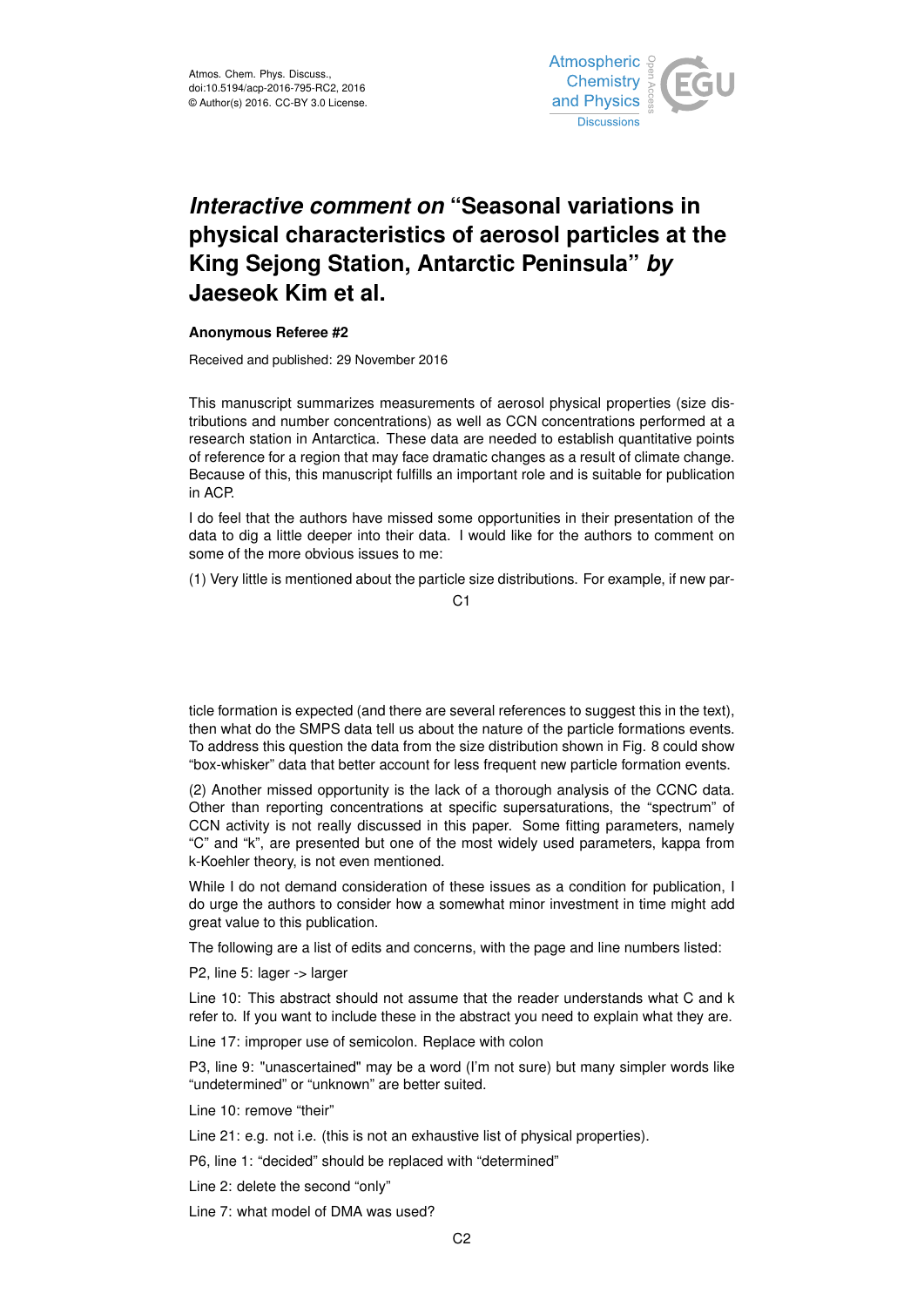# *Interactive comment on* "Seasonal variations in physical characteristics of aerosol particles at the King Sejong Station, Antarctic Peninsula" *by* Jaeseok Kim et al.

**Anonymous Referee #2**

Received and published: 29 November 2016

This manuscript summarizes measurements of aerosol physical properties (size distributions and number concentrations) as well as CCN concentrations performed at a research station in Antarctica. These data are needed to establish quantitative points of reference for a region that may face dramatic changes as a result of climate change. Because of this, this manuscript fulfills an important role and is suitable for publication in ACP.

I do feel that the authors have missed some opportunities in their presentation of the data to dig a little deeper into their data. I would like for the authors to comment on some of the more obvious issues to me:

(1) Very little is mentioned about the particle size distributions. For example, if new particle formation is expected (and there are several references to suggest this in the text), then what do the SMPS data tell us about the nature of the particle formations events. To address this question the data from the size distribution shown in Fig. 8 could show "box-whisker" data that better account for less frequent new particle formation events.

(2) Another missed opportunity is the lack of a thorough analysis of the CCNC data. Other than reporting concentrations at specific supersaturations, the "spectrum" of CCN activity is not really discussed in this paper. Some fitting parameters, namely "C" and "k", are presented but one of the most widely used parameters, kappa from k-Koehler theory, is not even mentioned.

While I do not demand consideration of these issues as a condition for publication, I do urge the authors to consider how a somewhat minor investment in time might add great value to this publication.

The following are a list of edits and concerns, with the page and line numbers listed:

P2, line 5: lager -> larger

Line 10: This abstract should not assume that the reader understands what C and k refer to. If you want to include these in the abstract you need to explain what they are.

Line 17: improper use of semicolon. Replace with colon

P3, line 9: "unascertained" may be a word (I'm not sure) but many simpler words like "undetermined" or "unknown" are better suited.

Line 10: remove "their"

Line 21: e.g. not i.e. (this is not an exhaustive list of physical properties).

P6, line 1: "decided" should be replaced with "determined"

Line 2: delete the second "only"

Line 7: what model of DMA was used?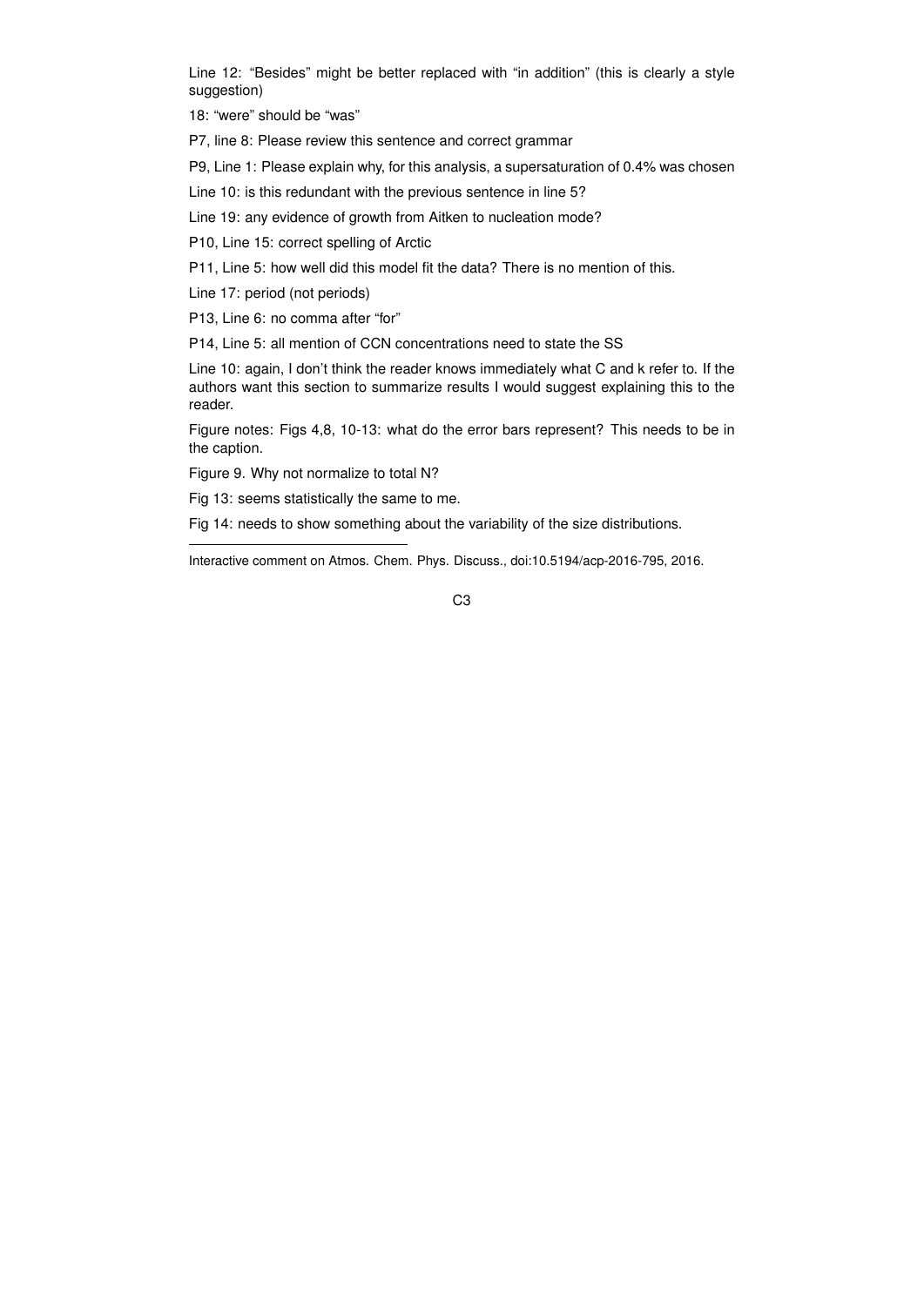Line 12: “Besides” might be better replaced with “in addition” (this is clearly a style suggestion)

18: “were” should be “was”

P7, line 8: Please review this sentence and correct grammar

P9, Line 1: Please explain why, for this analysis, a supersaturation of 0.4% was chosen

Line 10: is this redundant with the previous sentence in line 5?

Line 19: any evidence of growth from Aitken to nucleation mode?

P10, Line 15: correct spelling of Arctic

P11, Line 5: how well did this model fit the data? There is no mention of this.

Line 17: period (not periods)

P13, Line 6: no comma after “for”

P14, Line 5: all mention of CCN concentrations need to state the SS

Line 10: again, I don’t think the reader knows immediately what C and k refer to. If the authors want this section to summarize results I would suggest explaining this to the reader.

Figure notes: Figs 4,8, 10-13: what do the error bars represent? This needs to be in the caption.

Figure 9. Why not normalize to total N?

Fig 13: seems statistically the same to me.

Fig 14: needs to show something about the variability of the size distributions.

---

Interactive comment on Atmos. Chem. Phys. Discuss., doi:10.5194/acp-2016-795, 2016.